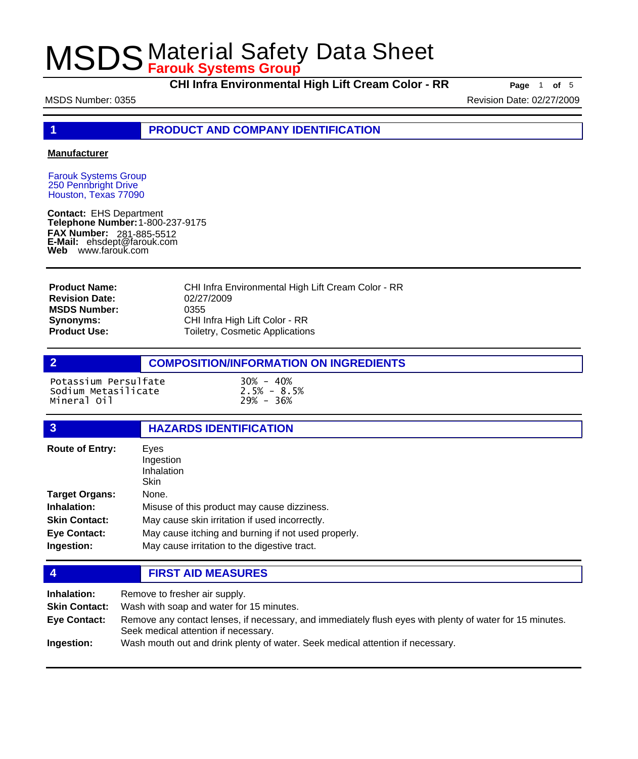# MSDS Material Safety Data Sheet

**Farouk Systems Group**

**CHI Infra Environmental High Lift Cream Color - RR**

MSDS Number: 0355

Revision Date: 02/27/2009

## 1 PRODUCT AND COMPANY IDENTIFICATION

**Manufacturer**

Farouk Systems Group
250 Pennbright Drive
Houston, Texas 77090

**Contact:** EHS Department
**Telephone Number:** 1-800-237-9175
**FAX Number:** 281-885-5512
**E-Mail:** ehsdept@farouk.com
**Web** www.farouk.com

| | |
|---|---|
| **Product Name:** | CHI Infra Environmental High Lift Cream Color - RR |
| **Revision Date:** | 02/27/2009 |
| **MSDS Number:** | 0355 |
| **Synonyms:** | CHI Infra High Lift Color - RR |
| **Product Use:** | Toiletry, Cosmetic Applications |

## 2 COMPOSITION/INFORMATION ON INGREDIENTS

| | |
|---|---|
| Potassium Persulfate | 30% - 40% |
| Sodium Metasilicate | 2.5% - 8.5% |
| Mineral Oil | 29% - 36% |

## 3 HAZARDS IDENTIFICATION

| | |
|---|---|
| **Route of Entry:** | Eyes<br>Ingestion<br>Inhalation<br>Skin |
| **Target Organs:** | None. |
| **Inhalation:** | Misuse of this product may cause dizziness. |
| **Skin Contact:** | May cause skin irritation if used incorrectly. |
| **Eye Contact:** | May cause itching and burning if not used properly. |
| **Ingestion:** | May cause irritation to the digestive tract. |

## 4 FIRST AID MEASURES

| | |
|---|---|
| **Inhalation:** | Remove to fresher air supply. |
| **Skin Contact:** | Wash with soap and water for 15 minutes. |
| **Eye Contact:** | Remove any contact lenses, if necessary, and immediately flush eyes with plenty of water for 15 minutes. Seek medical attention if necessary. |
| **Ingestion:** | Wash mouth out and drink plenty of water. Seek medical attention if necessary. |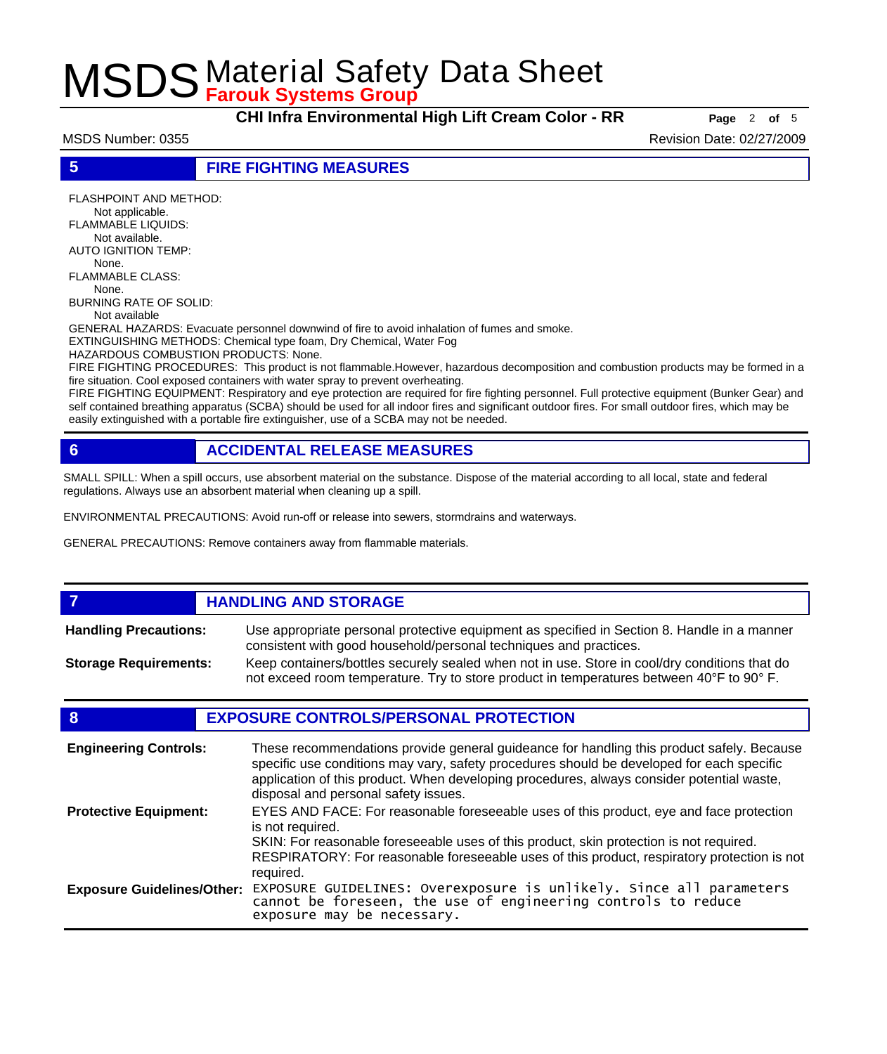## 5 FIRE FIGHTING MEASURES

FLASHPOINT AND METHOD:
Not applicable.
FLAMMABLE LIQUIDS:
Not available.
AUTO IGNITION TEMP:
None.
FLAMMABLE CLASS:
None.
BURNING RATE OF SOLID:
Not available

GENERAL HAZARDS: Evacuate personnel downwind of fire to avoid inhalation of fumes and smoke.
EXTINGUISHING METHODS: Chemical type foam, Dry Chemical, Water Fog
HAZARDOUS COMBUSTION PRODUCTS: None.
FIRE FIGHTING PROCEDURES: This product is not flammable.However, hazardous decomposition and combustion products may be formed in a fire situation. Cool exposed containers with water spray to prevent overheating.
FIRE FIGHTING EQUIPMENT: Respiratory and eye protection are required for fire fighting personnel. Full protective equipment (Bunker Gear) and self contained breathing apparatus (SCBA) should be used for all indoor fires and significant outdoor fires. For small outdoor fires, which may be easily extinguished with a portable fire extinguisher, use of a SCBA may not be needed.

## 6 ACCIDENTAL RELEASE MEASURES

SMALL SPILL: When a spill occurs, use absorbent material on the substance. Dispose of the material according to all local, state and federal regulations. Always use an absorbent material when cleaning up a spill.

ENVIRONMENTAL PRECAUTIONS: Avoid run-off or release into sewers, stormdrains and waterways.

GENERAL PRECAUTIONS: Remove containers away from flammable materials.

## 7 HANDLING AND STORAGE

**Handling Precautions:** Use appropriate personal protective equipment as specified in Section 8. Handle in a manner consistent with good household/personal techniques and practices.

**Storage Requirements:** Keep containers/bottles securely sealed when not in use. Store in cool/dry conditions that do not exceed room temperature. Try to store product in temperatures between 40°F to 90° F.

## 8 EXPOSURE CONTROLS/PERSONAL PROTECTION

**Engineering Controls:** These recommendations provide general guideance for handling this product safely. Because specific use conditions may vary, safety procedures should be developed for each specific application of this product. When developing procedures, always consider potential waste, disposal and personal safety issues.

**Protective Equipment:** EYES AND FACE: For reasonable foreseeable uses of this product, eye and face protection is not required.
SKIN: For reasonable foreseeable uses of this product, skin protection is not required.
RESPIRATORY: For reasonable foreseeable uses of this product, respiratory protection is not required.

**Exposure Guidelines/Other:** EXPOSURE GUIDELINES: Overexposure is unlikely. Since all parameters cannot be foreseen, the use of engineering controls to reduce exposure may be necessary.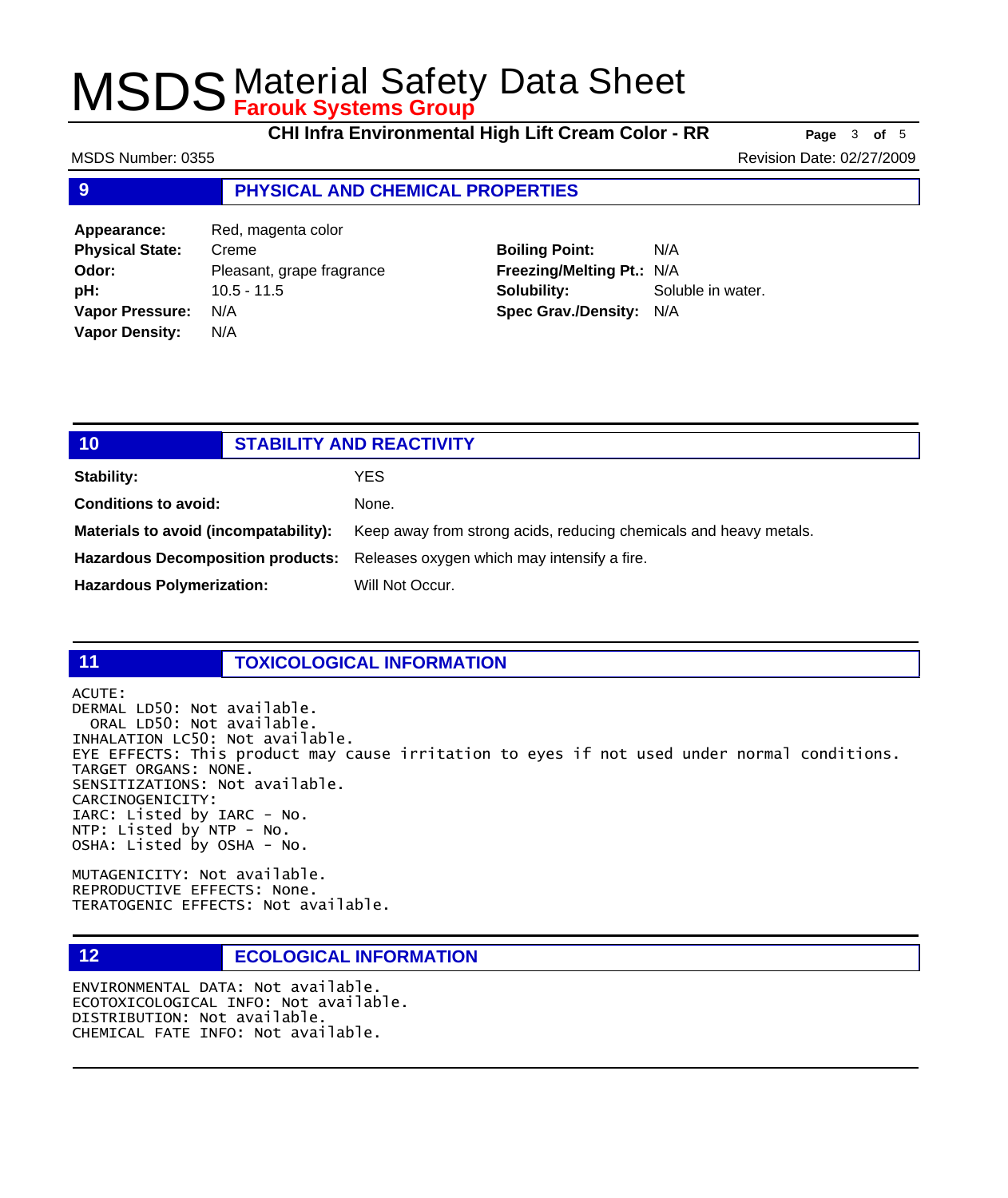## 9 PHYSICAL AND CHEMICAL PROPERTIES

| | | | |
|---|---|---|---|
| **Appearance:** | Red, magenta color | | |
| **Physical State:** | Creme | **Boiling Point:** | N/A |
| **Odor:** | Pleasant, grape fragrance | **Freezing/Melting Pt.:** | N/A |
| **pH:** | 10.5 - 11.5 | **Solubility:** | Soluble in water. |
| **Vapor Pressure:** | N/A | **Spec Grav./Density:** | N/A |
| **Vapor Density:** | N/A | | |

## 10 STABILITY AND REACTIVITY

| | |
|---|---|
| **Stability:** | YES |
| **Conditions to avoid:** | None. |
| **Materials to avoid (incompatability):** | Keep away from strong acids, reducing chemicals and heavy metals. |
| **Hazardous Decomposition products:** | Releases oxygen which may intensify a fire. |
| **Hazardous Polymerization:** | Will Not Occur. |

## 11 TOXICOLOGICAL INFORMATION

ACUTE:
DERMAL LD50: Not available.
ORAL LD50: Not available.
INHALATION LC50: Not available.
EYE EFFECTS: This product may cause irritation to eyes if not used under normal conditions.
TARGET ORGANS: NONE.
SENSITIZATIONS: Not available.
CARCINOGENICITY:
IARC: Listed by IARC - No.
NTP: Listed by NTP - No.
OSHA: Listed by OSHA - No.

MUTAGENICITY: Not available.
REPRODUCTIVE EFFECTS: None.
TERATOGENIC EFFECTS: Not available.

## 12 ECOLOGICAL INFORMATION

ENVIRONMENTAL DATA: Not available.
ECOTOXICOLOGICAL INFO: Not available.
DISTRIBUTION: Not available.
CHEMICAL FATE INFO: Not available.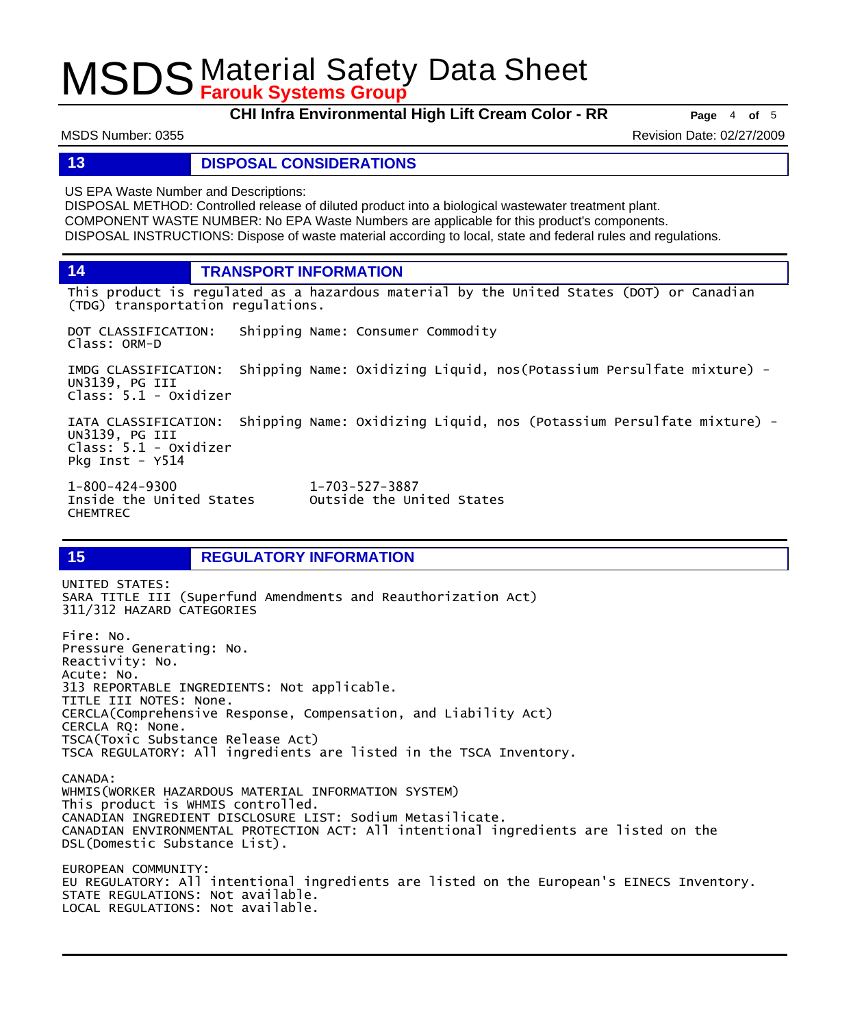## 13 DISPOSAL CONSIDERATIONS

US EPA Waste Number and Descriptions:
DISPOSAL METHOD: Controlled release of diluted product into a biological wastewater treatment plant.
COMPONENT WASTE NUMBER: No EPA Waste Numbers are applicable for this product's components.
DISPOSAL INSTRUCTIONS: Dispose of waste material according to local, state and federal rules and regulations.

## 14 TRANSPORT INFORMATION

This product is regulated as a hazardous material by the United States (DOT) or Canadian (TDG) transportation regulations.

DOT CLASSIFICATION: Shipping Name: Consumer Commodity
Class: ORM-D

IMDG CLASSIFICATION: Shipping Name: Oxidizing Liquid, nos(Potassium Persulfate mixture) - UN3139, PG III
Class: 5.1 - Oxidizer

IATA CLASSIFICATION: Shipping Name: Oxidizing Liquid, nos (Potassium Persulfate mixture) - UN3139, PG III
Class: 5.1 - Oxidizer
Pkg Inst - Y514

1-800-424-9300 Inside the United States
1-703-527-3887 Outside the United States
CHEMTREC

## 15 REGULATORY INFORMATION

UNITED STATES:
SARA TITLE III (Superfund Amendments and Reauthorization Act)
311/312 HAZARD CATEGORIES

Fire: No.
Pressure Generating: No.
Reactivity: No.
Acute: No.
313 REPORTABLE INGREDIENTS: Not applicable.
TITLE III NOTES: None.
CERCLA(Comprehensive Response, Compensation, and Liability Act)
CERCLA RQ: None.
TSCA(Toxic Substance Release Act)
TSCA REGULATORY: All ingredients are listed in the TSCA Inventory.

CANADA:
WHMIS(WORKER HAZARDOUS MATERIAL INFORMATION SYSTEM)
This product is WHMIS controlled.
CANADIAN INGREDIENT DISCLOSURE LIST: Sodium Metasilicate.
CANADIAN ENVIRONMENTAL PROTECTION ACT: All intentional ingredients are listed on the DSL(Domestic Substance List).

EUROPEAN COMMUNITY:
EU REGULATORY: All intentional ingredients are listed on the European's EINECS Inventory.
STATE REGULATIONS: Not available.
LOCAL REGULATIONS: Not available.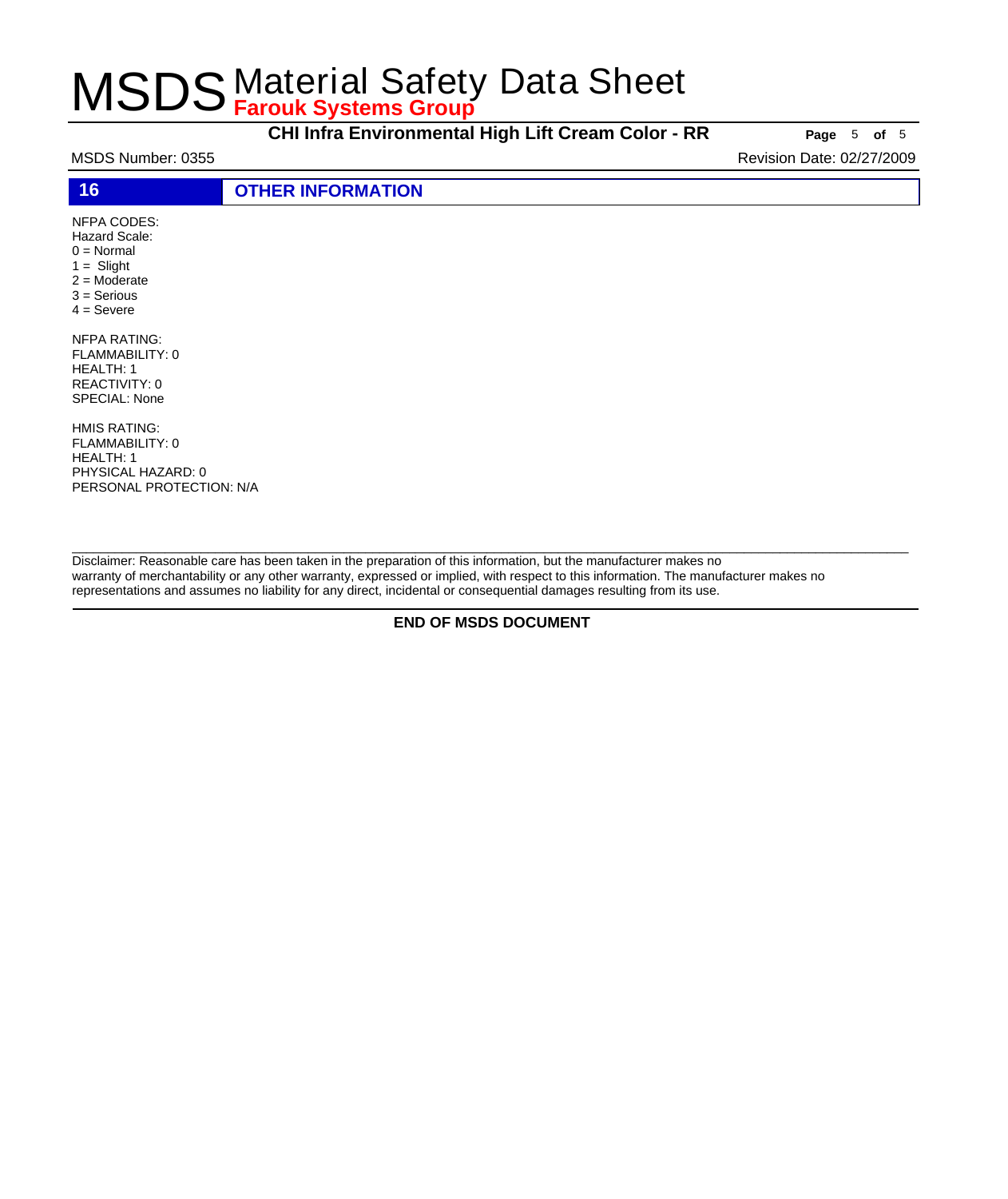## 16 OTHER INFORMATION

NFPA CODES:
Hazard Scale:
0 = Normal
1 = Slight
2 = Moderate
3 = Serious
4 = Severe

NFPA RATING:
FLAMMABILITY: 0
HEALTH: 1
REACTIVITY: 0
SPECIAL: None

HMIS RATING:
FLAMMABILITY: 0
HEALTH: 1
PHYSICAL HAZARD: 0
PERSONAL PROTECTION: N/A

---

Disclaimer: Reasonable care has been taken in the preparation of this information, but the manufacturer makes no warranty of merchantability or any other warranty, expressed or implied, with respect to this information. The manufacturer makes no representations and assumes no liability for any direct, incidental or consequential damages resulting from its use.

---

**END OF MSDS DOCUMENT**